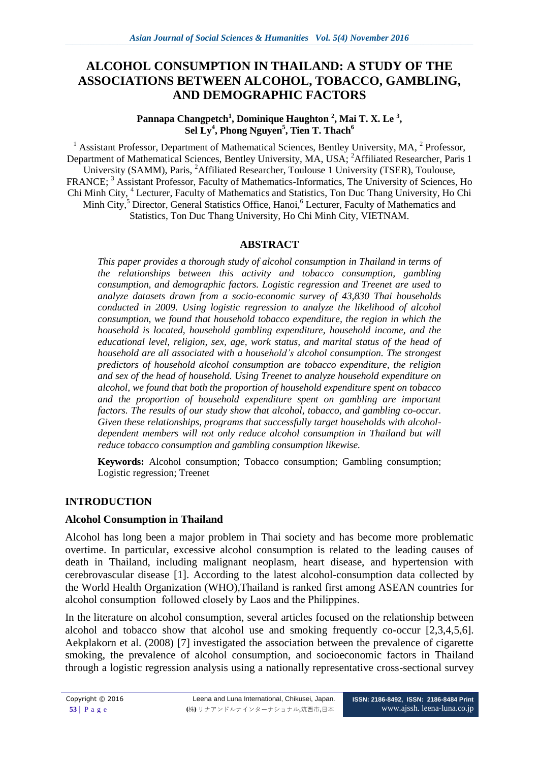# ALCOHOL CONSUMPTION IN THAILAND: A STUDY OF THE ASSOCIATIONS BETWEEN ALCOHOL, TOBACCO, GAMBLING, AND DEMOGRAPHIC FACTORS

**Pannapa Changpetch[1], Dominique Haughton [2], Mai T. X. Le [3], Sel Ly[4], Phong Nguyen[5], Tien T. Thach[6]**

[1] Assistant Professor, Department of Mathematical Sciences, Bentley University, MA, [2] Professor, Department of Mathematical Sciences, Bentley University, MA, USA; [2]Affiliated Researcher, Paris 1 University (SAMM), Paris, [2]Affiliated Researcher, Toulouse 1 University (TSER), Toulouse, FRANCE; [3] Assistant Professor, Faculty of Mathematics-Informatics, The University of Sciences, Ho Chi Minh City, [4] Lecturer, Faculty of Mathematics and Statistics, Ton Duc Thang University, Ho Chi Minh City,[5] Director, General Statistics Office, Hanoi,[6] Lecturer, Faculty of Mathematics and Statistics, Ton Duc Thang University, Ho Chi Minh City, VIETNAM.

## ABSTRACT

*This paper provides a thorough study of alcohol consumption in Thailand in terms of the relationships between this activity and tobacco consumption, gambling consumption, and demographic factors. Logistic regression and Treenet are used to analyze datasets drawn from a socio-economic survey of 43,830 Thai households conducted in 2009. Using logistic regression to analyze the likelihood of alcohol consumption, we found that household tobacco expenditure, the region in which the household is located, household gambling expenditure, household income, and the educational level, religion, sex, age, work status, and marital status of the head of household are all associated with a household's alcohol consumption. The strongest predictors of household alcohol consumption are tobacco expenditure, the religion and sex of the head of household. Using Treenet to analyze household expenditure on alcohol, we found that both the proportion of household expenditure spent on tobacco and the proportion of household expenditure spent on gambling are important factors. The results of our study show that alcohol, tobacco, and gambling co-occur. Given these relationships, programs that successfully target households with alcohol-dependent members will not only reduce alcohol consumption in Thailand but will reduce tobacco consumption and gambling consumption likewise.*

**Keywords:** Alcohol consumption; Tobacco consumption; Gambling consumption; Logistic regression; Treenet

## INTRODUCTION

### Alcohol Consumption in Thailand

Alcohol has long been a major problem in Thai society and has become more problematic overtime. In particular, excessive alcohol consumption is related to the leading causes of death in Thailand, including malignant neoplasm, heart disease, and hypertension with cerebrovascular disease [1]. According to the latest alcohol-consumption data collected by the World Health Organization (WHO),Thailand is ranked first among ASEAN countries for alcohol consumption followed closely by Laos and the Philippines.

In the literature on alcohol consumption, several articles focused on the relationship between alcohol and tobacco show that alcohol use and smoking frequently co-occur [2,3,4,5,6]. Aekplakorn et al. (2008) [7] investigated the association between the prevalence of cigarette smoking, the prevalence of alcohol consumption, and socioeconomic factors in Thailand through a logistic regression analysis using a nationally representative cross-sectional survey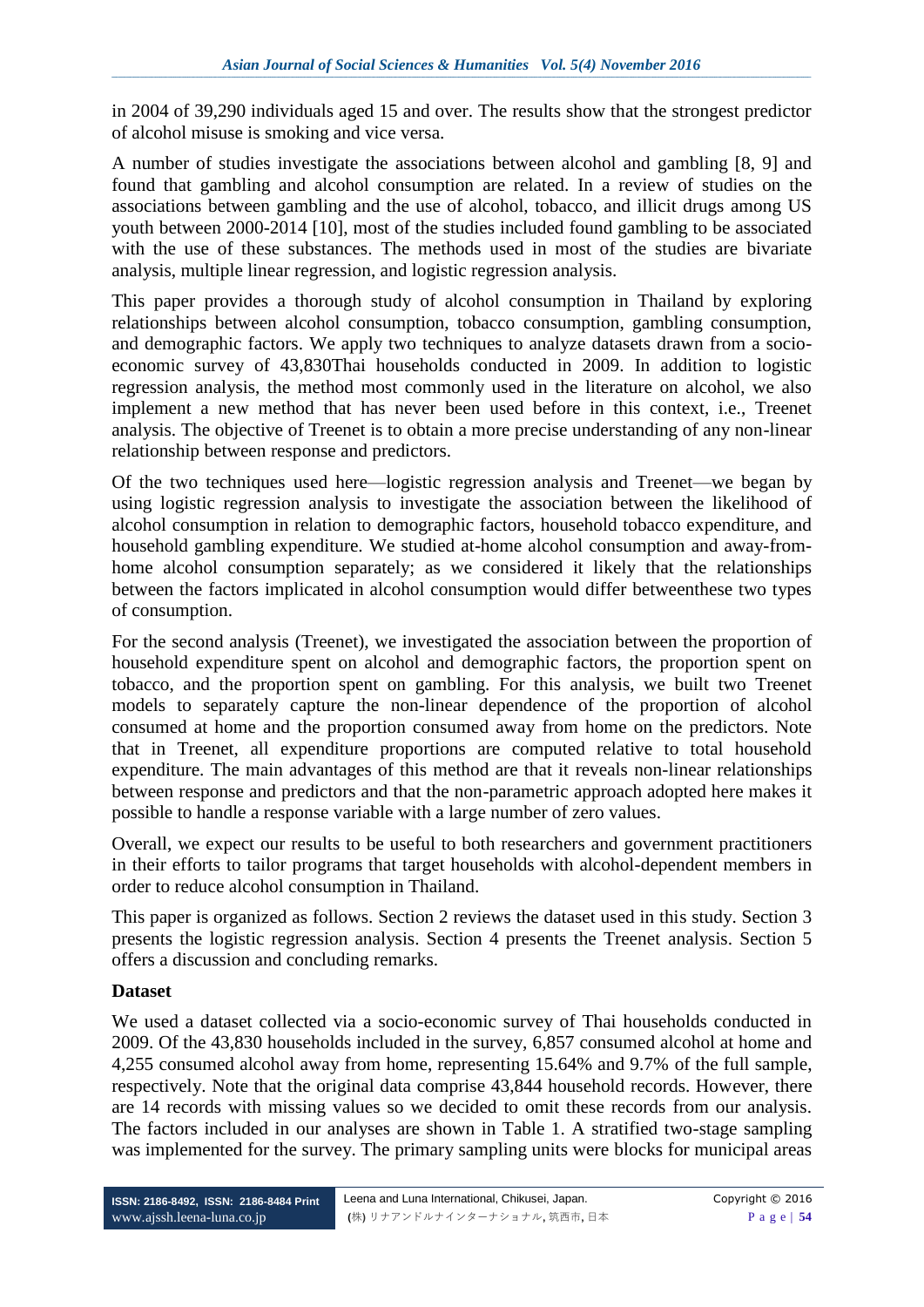in 2004 of 39,290 individuals aged 15 and over. The results show that the strongest predictor of alcohol misuse is smoking and vice versa.

A number of studies investigate the associations between alcohol and gambling [8, 9] and found that gambling and alcohol consumption are related. In a review of studies on the associations between gambling and the use of alcohol, tobacco, and illicit drugs among US youth between 2000-2014 [10], most of the studies included found gambling to be associated with the use of these substances. The methods used in most of the studies are bivariate analysis, multiple linear regression, and logistic regression analysis.

This paper provides a thorough study of alcohol consumption in Thailand by exploring relationships between alcohol consumption, tobacco consumption, gambling consumption, and demographic factors. We apply two techniques to analyze datasets drawn from a socio-economic survey of 43,830Thai households conducted in 2009. In addition to logistic regression analysis, the method most commonly used in the literature on alcohol, we also implement a new method that has never been used before in this context, i.e., Treenet analysis. The objective of Treenet is to obtain a more precise understanding of any non-linear relationship between response and predictors.

Of the two techniques used here—logistic regression analysis and Treenet—we began by using logistic regression analysis to investigate the association between the likelihood of alcohol consumption in relation to demographic factors, household tobacco expenditure, and household gambling expenditure. We studied at-home alcohol consumption and away-from-home alcohol consumption separately; as we considered it likely that the relationships between the factors implicated in alcohol consumption would differ betweenthese two types of consumption.

For the second analysis (Treenet), we investigated the association between the proportion of household expenditure spent on alcohol and demographic factors, the proportion spent on tobacco, and the proportion spent on gambling. For this analysis, we built two Treenet models to separately capture the non-linear dependence of the proportion of alcohol consumed at home and the proportion consumed away from home on the predictors. Note that in Treenet, all expenditure proportions are computed relative to total household expenditure. The main advantages of this method are that it reveals non-linear relationships between response and predictors and that the non-parametric approach adopted here makes it possible to handle a response variable with a large number of zero values.

Overall, we expect our results to be useful to both researchers and government practitioners in their efforts to tailor programs that target households with alcohol-dependent members in order to reduce alcohol consumption in Thailand.

This paper is organized as follows. Section 2 reviews the dataset used in this study. Section 3 presents the logistic regression analysis. Section 4 presents the Treenet analysis. Section 5 offers a discussion and concluding remarks.

## Dataset

We used a dataset collected via a socio-economic survey of Thai households conducted in 2009. Of the 43,830 households included in the survey, 6,857 consumed alcohol at home and 4,255 consumed alcohol away from home, representing 15.64% and 9.7% of the full sample, respectively. Note that the original data comprise 43,844 household records. However, there are 14 records with missing values so we decided to omit these records from our analysis. The factors included in our analyses are shown in Table 1. A stratified two-stage sampling was implemented for the survey. The primary sampling units were blocks for municipal areas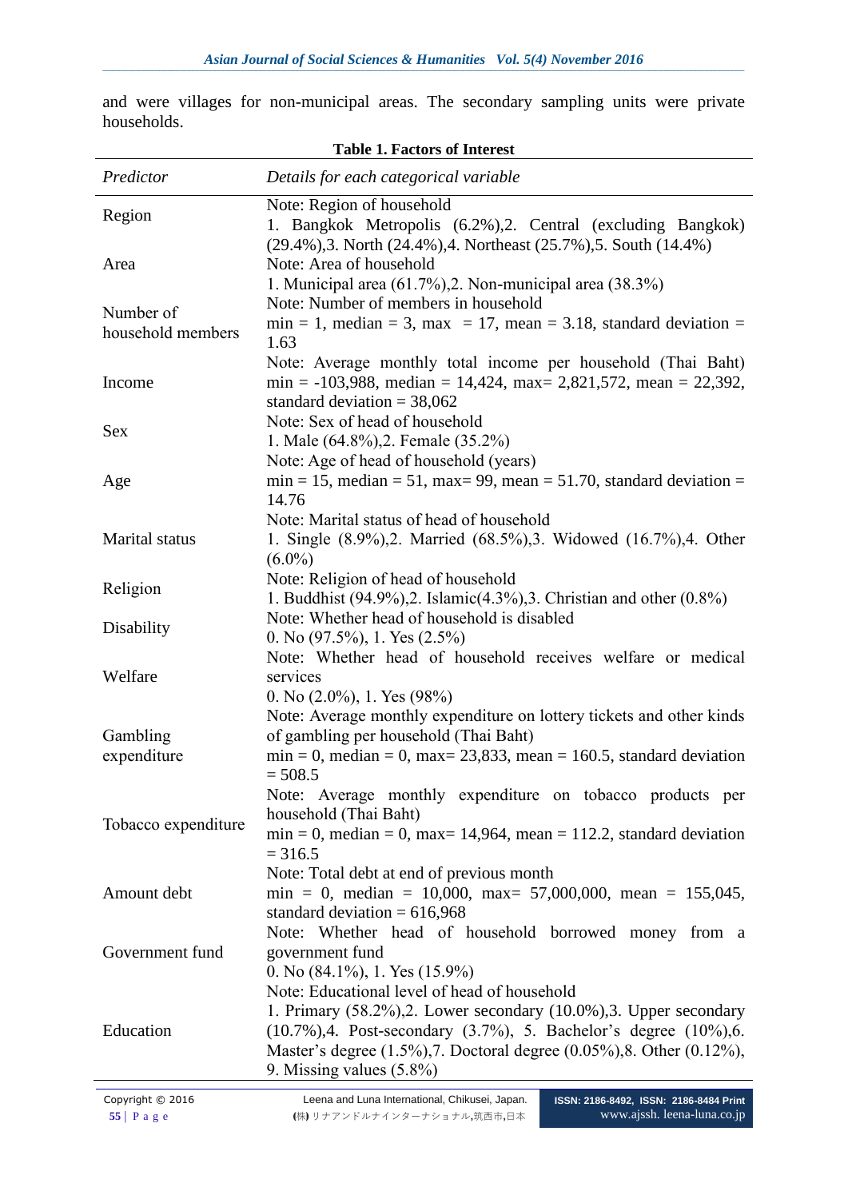and were villages for non-municipal areas. The secondary sampling units were private households.

**Table 1. Factors of Interest**

| *Predictor* | *Details for each categorical variable* |
|---|---|
| Region | Note: Region of household<br>1. Bangkok Metropolis (6.2%),2. Central (excluding Bangkok) (29.4%),3. North (24.4%),4. Northeast (25.7%),5. South (14.4%) |
| Area | Note: Area of household<br>1. Municipal area (61.7%),2. Non-municipal area (38.3%) |
| Number of household members | Note: Number of members in household<br>min = 1, median = 3, max = 17, mean = 3.18, standard deviation = 1.63 |
| Income | Note: Average monthly total income per household (Thai Baht) min = -103,988, median = 14,424, max= 2,821,572, mean = 22,392, standard deviation = 38,062 |
| Sex | Note: Sex of head of household<br>1. Male (64.8%),2. Female (35.2%) |
| Age | Note: Age of head of household (years)<br>min = 15, median = 51, max= 99, mean = 51.70, standard deviation = 14.76 |
| Marital status | Note: Marital status of head of household<br>1. Single (8.9%),2. Married (68.5%),3. Widowed (16.7%),4. Other (6.0%) |
| Religion | Note: Religion of head of household<br>1. Buddhist (94.9%),2. Islamic(4.3%),3. Christian and other (0.8%) |
| Disability | Note: Whether head of household is disabled<br>0. No (97.5%), 1. Yes (2.5%) |
| Welfare | Note: Whether head of household receives welfare or medical services<br>0. No (2.0%), 1. Yes (98%) |
| Gambling expenditure | Note: Average monthly expenditure on lottery tickets and other kinds of gambling per household (Thai Baht)<br>min = 0, median = 0, max= 23,833, mean = 160.5, standard deviation = 508.5 |
| Tobacco expenditure | Note: Average monthly expenditure on tobacco products per household (Thai Baht)<br>min = 0, median = 0, max= 14,964, mean = 112.2, standard deviation = 316.5 |
| Amount debt | Note: Total debt at end of previous month<br>min = 0, median = 10,000, max= 57,000,000, mean = 155,045, standard deviation = 616,968 |
| Government fund | Note: Whether head of household borrowed money from a government fund<br>0. No (84.1%), 1. Yes (15.9%) |
| Education | Note: Educational level of head of household<br>1. Primary (58.2%),2. Lower secondary (10.0%),3. Upper secondary (10.7%),4. Post-secondary (3.7%), 5. Bachelor's degree (10%),6. Master's degree (1.5%),7. Doctoral degree (0.05%),8. Other (0.12%), 9. Missing values (5.8%) |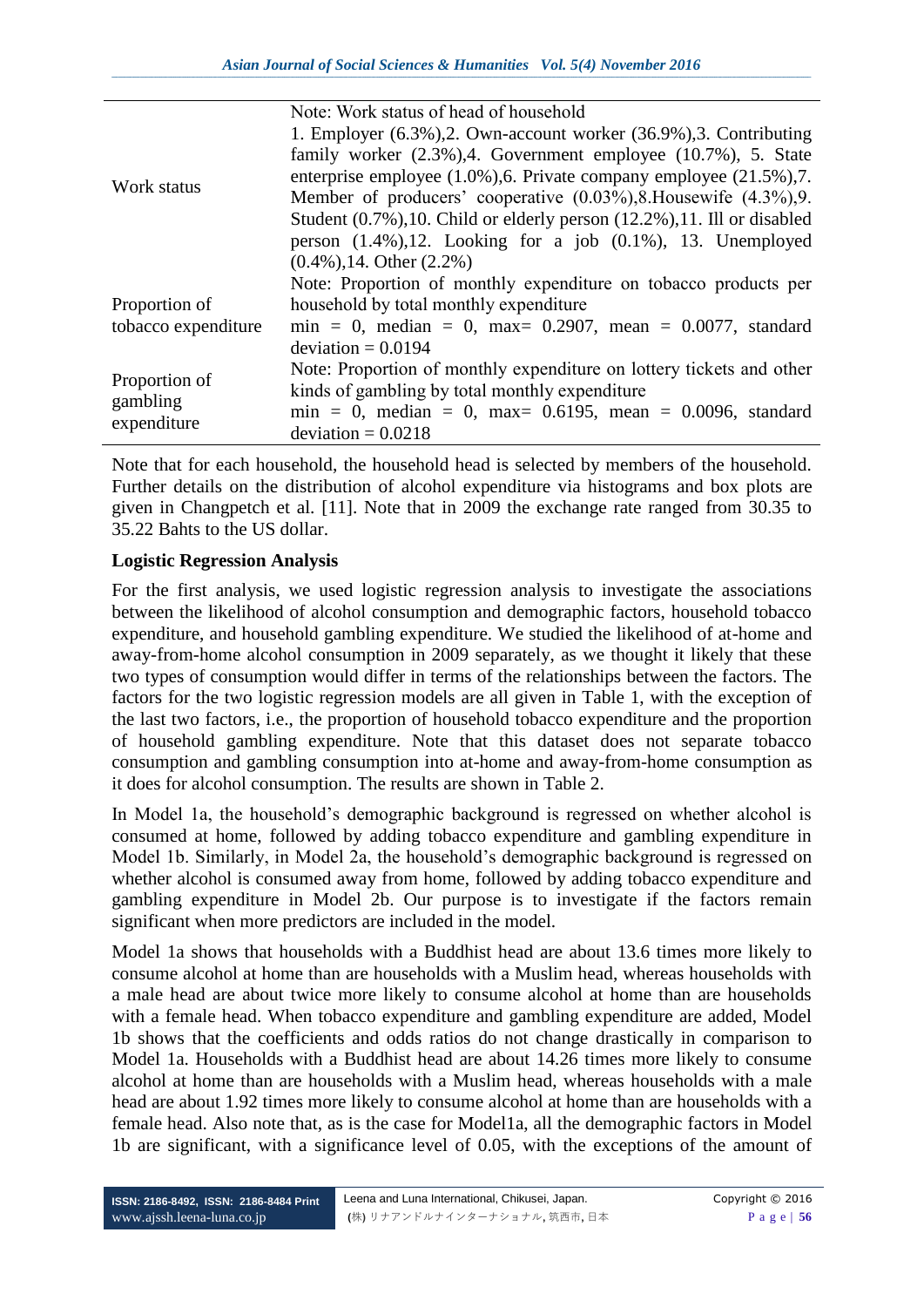| | |
|---|---|
| Work status | Note: Work status of head of household<br>1. Employer (6.3%),2. Own-account worker (36.9%),3. Contributing family worker (2.3%),4. Government employee (10.7%), 5. State enterprise employee (1.0%),6. Private company employee (21.5%),7. Member of producers' cooperative (0.03%),8.Housewife (4.3%),9. Student (0.7%),10. Child or elderly person (12.2%),11. Ill or disabled person (1.4%),12. Looking for a job (0.1%), 13. Unemployed (0.4%),14. Other (2.2%) |
| Proportion of tobacco expenditure | Note: Proportion of monthly expenditure on tobacco products per household by total monthly expenditure<br>min = 0, median = 0, max= 0.2907, mean = 0.0077, standard deviation = 0.0194 |
| Proportion of gambling expenditure | Note: Proportion of monthly expenditure on lottery tickets and other kinds of gambling by total monthly expenditure<br>min = 0, median = 0, max= 0.6195, mean = 0.0096, standard deviation = 0.0218 |

Note that for each household, the household head is selected by members of the household. Further details on the distribution of alcohol expenditure via histograms and box plots are given in Changpetch et al. [11]. Note that in 2009 the exchange rate ranged from 30.35 to 35.22 Bahts to the US dollar.

**Logistic Regression Analysis**

For the first analysis, we used logistic regression analysis to investigate the associations between the likelihood of alcohol consumption and demographic factors, household tobacco expenditure, and household gambling expenditure. We studied the likelihood of at-home and away-from-home alcohol consumption in 2009 separately, as we thought it likely that these two types of consumption would differ in terms of the relationships between the factors. The factors for the two logistic regression models are all given in Table 1, with the exception of the last two factors, i.e., the proportion of household tobacco expenditure and the proportion of household gambling expenditure. Note that this dataset does not separate tobacco consumption and gambling consumption into at-home and away-from-home consumption as it does for alcohol consumption. The results are shown in Table 2.

In Model 1a, the household's demographic background is regressed on whether alcohol is consumed at home, followed by adding tobacco expenditure and gambling expenditure in Model 1b. Similarly, in Model 2a, the household's demographic background is regressed on whether alcohol is consumed away from home, followed by adding tobacco expenditure and gambling expenditure in Model 2b. Our purpose is to investigate if the factors remain significant when more predictors are included in the model.

Model 1a shows that households with a Buddhist head are about 13.6 times more likely to consume alcohol at home than are households with a Muslim head, whereas households with a male head are about twice more likely to consume alcohol at home than are households with a female head. When tobacco expenditure and gambling expenditure are added, Model 1b shows that the coefficients and odds ratios do not change drastically in comparison to Model 1a. Households with a Buddhist head are about 14.26 times more likely to consume alcohol at home than are households with a Muslim head, whereas households with a male head are about 1.92 times more likely to consume alcohol at home than are households with a female head. Also note that, as is the case for Model1a, all the demographic factors in Model 1b are significant, with a significance level of 0.05, with the exceptions of the amount of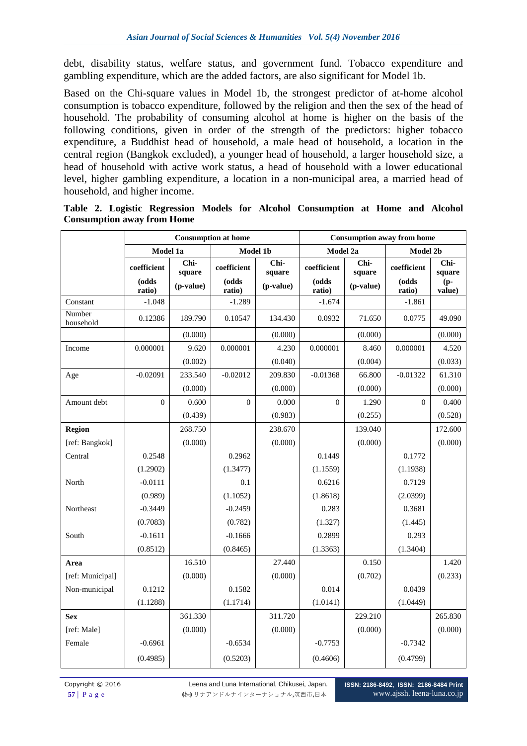debt, disability status, welfare status, and government fund. Tobacco expenditure and gambling expenditure, which are the added factors, are also significant for Model 1b.

Based on the Chi-square values in Model 1b, the strongest predictor of at-home alcohol consumption is tobacco expenditure, followed by the religion and then the sex of the head of household. The probability of consuming alcohol at home is higher on the basis of the following conditions, given in order of the strength of the predictors: higher tobacco expenditure, a Buddhist head of household, a male head of household, a location in the central region (Bangkok excluded), a younger head of household, a larger household size, a head of household with active work status, a head of household with a lower educational level, higher gambling expenditure, a location in a non-municipal area, a married head of household, and higher income.

**Table 2. Logistic Regression Models for Alcohol Consumption at Home and Alcohol Consumption away from Home**

| | Consumption at home | | | | Consumption away from home | | | |
|---|---|---|---|---|---|---|---|---|
| | Model 1a | | Model 1b | | Model 2a | | Model 2b | |
| | coefficient (odds ratio) | Chi-square (p-value) | coefficient (odds ratio) | Chi-square (p-value) | coefficient (odds ratio) | Chi-square (p-value) | coefficient (odds ratio) | Chi-square (p-value) |
| Constant | -1.048 | | -1.289 | | -1.674 | | -1.861 | |
| Number household | 0.12386 | 189.790 | 0.10547 | 134.430 | 0.0932 | 71.650 | 0.0775 | 49.090 |
| | | (0.000) | | (0.000) | | (0.000) | | (0.000) |
| Income | 0.000001 | 9.620 | 0.000001 | 4.230 | 0.000001 | 8.460 | 0.000001 | 4.520 |
| | | (0.002) | | (0.040) | | (0.004) | | (0.033) |
| Age | -0.02091 | 233.540 | -0.02012 | 209.830 | -0.01368 | 66.800 | -0.01322 | 61.310 |
| | | (0.000) | | (0.000) | | (0.000) | | (0.000) |
| Amount debt | 0 | 0.600 | 0 | 0.000 | 0 | 1.290 | 0 | 0.400 |
| | | (0.439) | | (0.983) | | (0.255) | | (0.528) |
| **Region** | | 268.750 | | 238.670 | | 139.040 | | 172.600 |
| [ref: Bangkok] | | (0.000) | | (0.000) | | (0.000) | | (0.000) |
| Central | 0.2548 | | 0.2962 | | 0.1449 | | 0.1772 | |
| | (1.2902) | | (1.3477) | | (1.1559) | | (1.1938) | |
| North | -0.0111 | | 0.1 | | 0.6216 | | 0.7129 | |
| | (0.989) | | (1.1052) | | (1.8618) | | (2.0399) | |
| Northeast | -0.3449 | | -0.2459 | | 0.283 | | 0.3681 | |
| | (0.7083) | | (0.782) | | (1.327) | | (1.445) | |
| South | -0.1611 | | -0.1666 | | 0.2899 | | 0.293 | |
| | (0.8512) | | (0.8465) | | (1.3363) | | (1.3404) | |
| **Area** | | 16.510 | | 27.440 | | 0.150 | | 1.420 |
| [ref: Municipal] | | (0.000) | | (0.000) | | (0.702) | | (0.233) |
| Non-municipal | 0.1212 | | 0.1582 | | 0.014 | | 0.0439 | |
| | (1.1288) | | (1.1714) | | (1.0141) | | (1.0449) | |
| **Sex** | | 361.330 | | 311.720 | | 229.210 | | 265.830 |
| [ref: Male] | | (0.000) | | (0.000) | | (0.000) | | (0.000) |
| Female | -0.6961 | | -0.6534 | | -0.7753 | | -0.7342 | |
| | (0.4985) | | (0.5203) | | (0.4606) | | (0.4799) | |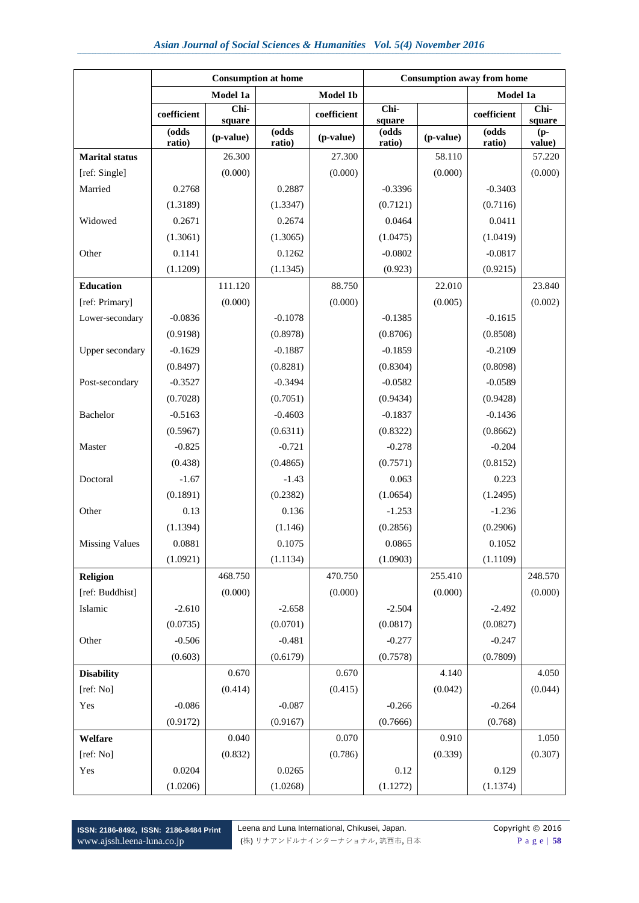| | Consumption at home | | | | Consumption away from home | | | |
|---|---|---|---|---|---|---|---|---|
| | Model 1a | | Model 1b | | | | Model 1a | |
| | coefficient | Chi-square | | coefficient | Chi-square | | coefficient | Chi-square |
| | (odds ratio) | (p-value) | (odds ratio) | (p-value) | (odds ratio) | (p-value) | (odds ratio) | (p-value) |
| **Marital status** | | 26.300 | | 27.300 | | 58.110 | | 57.220 |
| [ref: Single] | | (0.000) | | (0.000) | | (0.000) | | (0.000) |
| Married | 0.2768 | | 0.2887 | | -0.3396 | | -0.3403 | |
| | (1.3189) | | (1.3347) | | (0.7121) | | (0.7116) | |
| Widowed | 0.2671 | | 0.2674 | | 0.0464 | | 0.0411 | |
| | (1.3061) | | (1.3065) | | (1.0475) | | (1.0419) | |
| Other | 0.1141 | | 0.1262 | | -0.0802 | | -0.0817 | |
| | (1.1209) | | (1.1345) | | (0.923) | | (0.9215) | |
| **Education** | | 111.120 | | 88.750 | | 22.010 | | 23.840 |
| [ref: Primary] | | (0.000) | | (0.000) | | (0.005) | | (0.002) |
| Lower-secondary | -0.0836 | | -0.1078 | | -0.1385 | | -0.1615 | |
| | (0.9198) | | (0.8978) | | (0.8706) | | (0.8508) | |
| Upper secondary | -0.1629 | | -0.1887 | | -0.1859 | | -0.2109 | |
| | (0.8497) | | (0.8281) | | (0.8304) | | (0.8098) | |
| Post-secondary | -0.3527 | | -0.3494 | | -0.0582 | | -0.0589 | |
| | (0.7028) | | (0.7051) | | (0.9434) | | (0.9428) | |
| Bachelor | -0.5163 | | -0.4603 | | -0.1837 | | -0.1436 | |
| | (0.5967) | | (0.6311) | | (0.8322) | | (0.8662) | |
| Master | -0.825 | | -0.721 | | -0.278 | | -0.204 | |
| | (0.438) | | (0.4865) | | (0.7571) | | (0.8152) | |
| Doctoral | -1.67 | | -1.43 | | 0.063 | | 0.223 | |
| | (0.1891) | | (0.2382) | | (1.0654) | | (1.2495) | |
| Other | 0.13 | | 0.136 | | -1.253 | | -1.236 | |
| | (1.1394) | | (1.146) | | (0.2856) | | (0.2906) | |
| Missing Values | 0.0881 | | 0.1075 | | 0.0865 | | 0.1052 | |
| | (1.0921) | | (1.1134) | | (1.0903) | | (1.1109) | |
| **Religion** | | 468.750 | | 470.750 | | 255.410 | | 248.570 |
| [ref: Buddhist] | | (0.000) | | (0.000) | | (0.000) | | (0.000) |
| Islamic | -2.610 | | -2.658 | | -2.504 | | -2.492 | |
| | (0.0735) | | (0.0701) | | (0.0817) | | (0.0827) | |
| Other | -0.506 | | -0.481 | | -0.277 | | -0.247 | |
| | (0.603) | | (0.6179) | | (0.7578) | | (0.7809) | |
| **Disability** | | 0.670 | | 0.670 | | 4.140 | | 4.050 |
| [ref: No] | | (0.414) | | (0.415) | | (0.042) | | (0.044) |
| Yes | -0.086 | | -0.087 | | -0.266 | | -0.264 | |
| | (0.9172) | | (0.9167) | | (0.7666) | | (0.768) | |
| **Welfare** | | 0.040 | | 0.070 | | 0.910 | | 1.050 |
| [ref: No] | | (0.832) | | (0.786) | | (0.339) | | (0.307) |
| Yes | 0.0204 | | 0.0265 | | 0.12 | | 0.129 | |
| | (1.0206) | | (1.0268) | | (1.1272) | | (1.1374) | |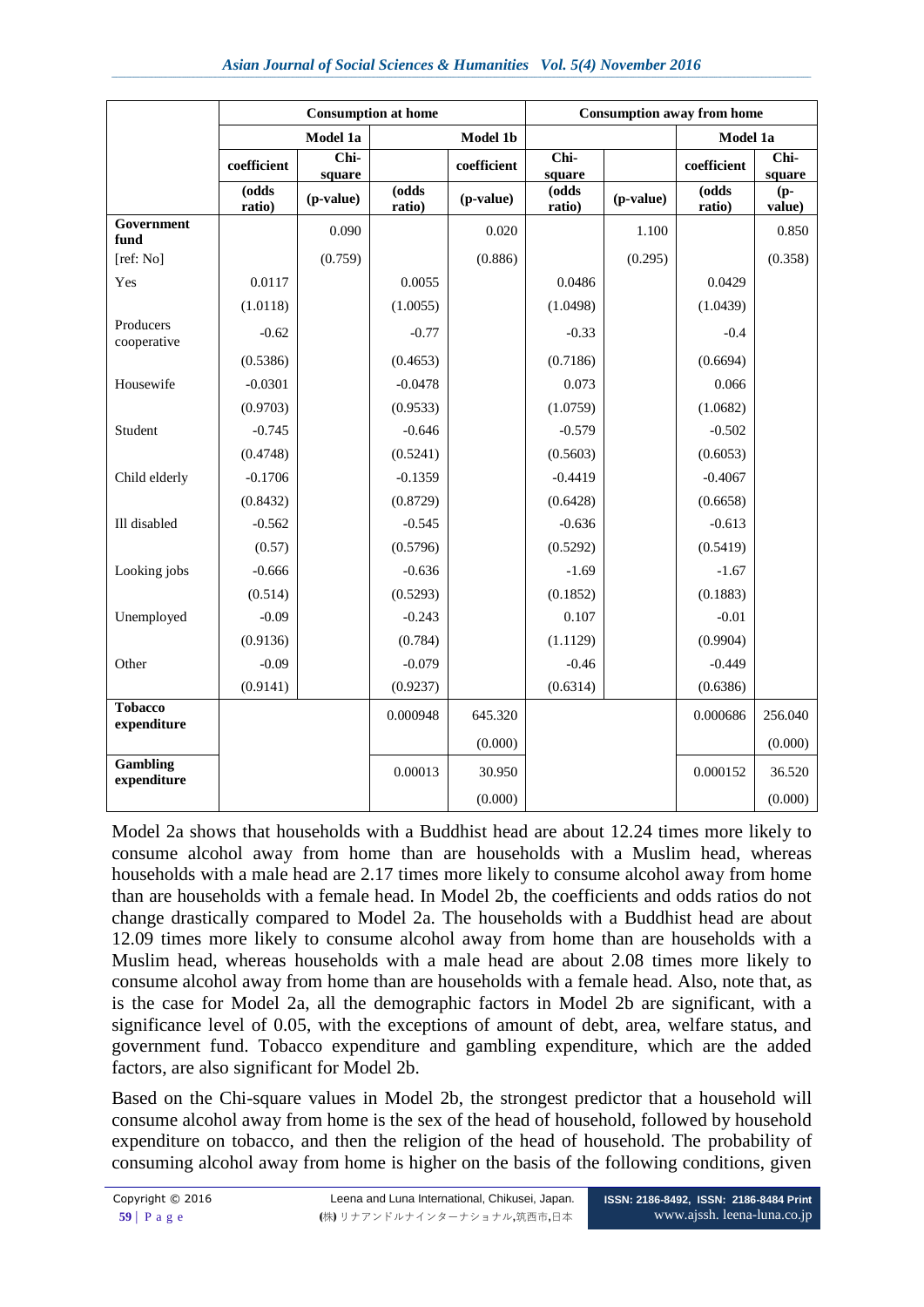| | Consumption at home | | | | Consumption away from home | | | |
|---|---|---|---|---|---|---|---|---|
| | Model 1a | | Model 1b | | | | Model 1a | |
| | coefficient | Chi-square | | coefficient | Chi-square | | coefficient | Chi-square |
| | (odds ratio) | (p-value) | (odds ratio) | (p-value) | (odds ratio) | (p-value) | (odds ratio) | (p-value) |
| **Government fund** | | 0.090 | | 0.020 | | 1.100 | | 0.850 |
| [ref: No] | | (0.759) | | (0.886) | | (0.295) | | (0.358) |
| Yes | 0.0117 | | 0.0055 | | 0.0486 | | 0.0429 | |
| | (1.0118) | | (1.0055) | | (1.0498) | | (1.0439) | |
| Producers cooperative | -0.62 | | -0.77 | | -0.33 | | -0.4 | |
| | (0.5386) | | (0.4653) | | (0.7186) | | (0.6694) | |
| Housewife | -0.0301 | | -0.0478 | | 0.073 | | 0.066 | |
| | (0.9703) | | (0.9533) | | (1.0759) | | (1.0682) | |
| Student | -0.745 | | -0.646 | | -0.579 | | -0.502 | |
| | (0.4748) | | (0.5241) | | (0.5603) | | (0.6053) | |
| Child elderly | -0.1706 | | -0.1359 | | -0.4419 | | -0.4067 | |
| | (0.8432) | | (0.8729) | | (0.6428) | | (0.6658) | |
| Ill disabled | -0.562 | | -0.545 | | -0.636 | | -0.613 | |
| | (0.57) | | (0.5796) | | (0.5292) | | (0.5419) | |
| Looking jobs | -0.666 | | -0.636 | | -1.69 | | -1.67 | |
| | (0.514) | | (0.5293) | | (0.1852) | | (0.1883) | |
| Unemployed | -0.09 | | -0.243 | | 0.107 | | -0.01 | |
| | (0.9136) | | (0.784) | | (1.1129) | | (0.9904) | |
| Other | -0.09 | | -0.079 | | -0.46 | | -0.449 | |
| | (0.9141) | | (0.9237) | | (0.6314) | | (0.6386) | |
| **Tobacco expenditure** | | | 0.000948 | 645.320 | | | 0.000686 | 256.040 |
| | | | | (0.000) | | | | (0.000) |
| **Gambling expenditure** | | | 0.00013 | 30.950 | | | 0.000152 | 36.520 |
| | | | | (0.000) | | | | (0.000) |

Model 2a shows that households with a Buddhist head are about 12.24 times more likely to consume alcohol away from home than are households with a Muslim head, whereas households with a male head are 2.17 times more likely to consume alcohol away from home than are households with a female head. In Model 2b, the coefficients and odds ratios do not change drastically compared to Model 2a. The households with a Buddhist head are about 12.09 times more likely to consume alcohol away from home than are households with a Muslim head, whereas households with a male head are about 2.08 times more likely to consume alcohol away from home than are households with a female head. Also, note that, as is the case for Model 2a, all the demographic factors in Model 2b are significant, with a significance level of 0.05, with the exceptions of amount of debt, area, welfare status, and government fund. Tobacco expenditure and gambling expenditure, which are the added factors, are also significant for Model 2b.

Based on the Chi-square values in Model 2b, the strongest predictor that a household will consume alcohol away from home is the sex of the head of household, followed by household expenditure on tobacco, and then the religion of the head of household. The probability of consuming alcohol away from home is higher on the basis of the following conditions, given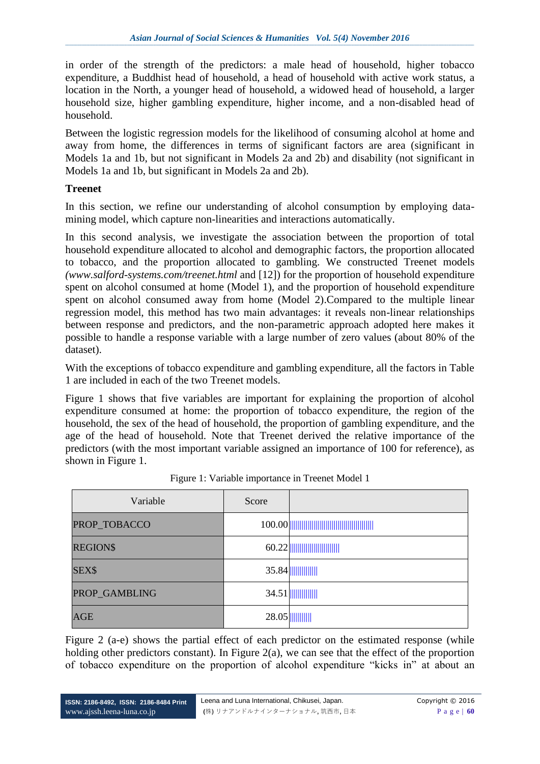in order of the strength of the predictors: a male head of household, higher tobacco expenditure, a Buddhist head of household, a head of household with active work status, a location in the North, a younger head of household, a widowed head of household, a larger household size, higher gambling expenditure, higher income, and a non-disabled head of household.

Between the logistic regression models for the likelihood of consuming alcohol at home and away from home, the differences in terms of significant factors are area (significant in Models 1a and 1b, but not significant in Models 2a and 2b) and disability (not significant in Models 1a and 1b, but significant in Models 2a and 2b).

**Treenet**

In this section, we refine our understanding of alcohol consumption by employing data-mining model, which capture non-linearities and interactions automatically.

In this second analysis, we investigate the association between the proportion of total household expenditure allocated to alcohol and demographic factors, the proportion allocated to tobacco, and the proportion allocated to gambling. We constructed Treenet models *(www.salford-systems.com/treenet.html* and [12]) for the proportion of household expenditure spent on alcohol consumed at home (Model 1), and the proportion of household expenditure spent on alcohol consumed away from home (Model 2).Compared to the multiple linear regression model, this method has two main advantages: it reveals non-linear relationships between response and predictors, and the non-parametric approach adopted here makes it possible to handle a response variable with a large number of zero values (about 80% of the dataset).

With the exceptions of tobacco expenditure and gambling expenditure, all the factors in Table 1 are included in each of the two Treenet models.

Figure 1 shows that five variables are important for explaining the proportion of alcohol expenditure consumed at home: the proportion of tobacco expenditure, the region of the household, the sex of the head of household, the proportion of gambling expenditure, and the age of the head of household. Note that Treenet derived the relative importance of the predictors (with the most important variable assigned an importance of 100 for reference), as shown in Figure 1.

Figure 1: Variable importance in Treenet Model 1

| Variable | Score | |
|---|---|---|
| PROP_TOBACCO | 100.00 | |
| REGION$ | 60.22 | |
| SEX$ | 35.84 | |
| PROP_GAMBLING | 34.51 | |
| AGE | 28.05 | |

Figure 2 (a-e) shows the partial effect of each predictor on the estimated response (while holding other predictors constant). In Figure 2(a), we can see that the effect of the proportion of tobacco expenditure on the proportion of alcohol expenditure "kicks in" at about an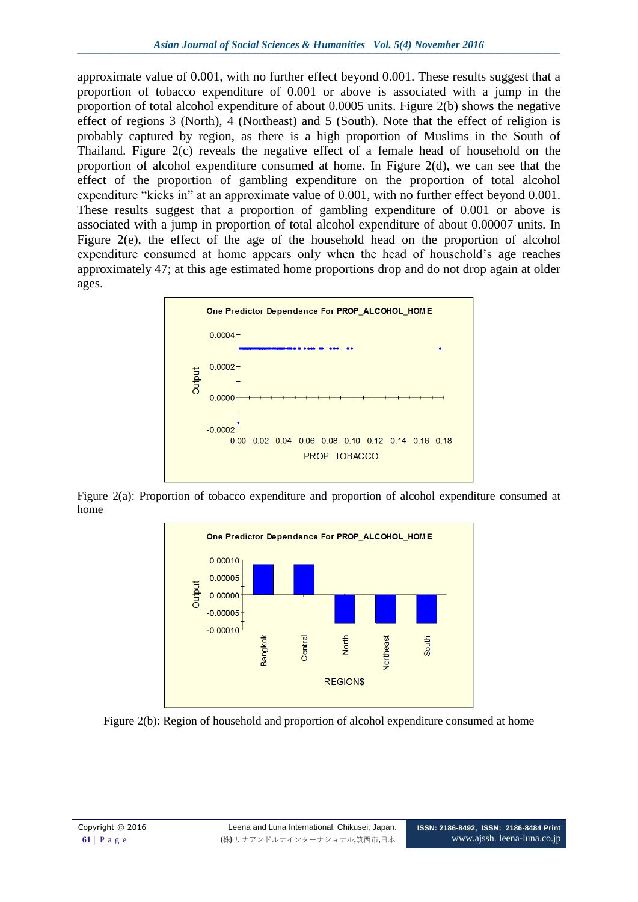approximate value of 0.001, with no further effect beyond 0.001. These results suggest that a proportion of tobacco expenditure of 0.001 or above is associated with a jump in the proportion of total alcohol expenditure of about 0.0005 units. Figure 2(b) shows the negative effect of regions 3 (North), 4 (Northeast) and 5 (South). Note that the effect of religion is probably captured by region, as there is a high proportion of Muslims in the South of Thailand. Figure 2(c) reveals the negative effect of a female head of household on the proportion of alcohol expenditure consumed at home. In Figure 2(d), we can see that the effect of the proportion of gambling expenditure on the proportion of total alcohol expenditure "kicks in" at an approximate value of 0.001, with no further effect beyond 0.001. These results suggest that a proportion of gambling expenditure of 0.001 or above is associated with a jump in proportion of total alcohol expenditure of about 0.00007 units. In Figure 2(e), the effect of the age of the household head on the proportion of alcohol expenditure consumed at home appears only when the head of household's age reaches approximately 47; at this age estimated home proportions drop and do not drop again at older ages.

One Predictor Dependence For PROP_ALCOHOL_HOME

Output

0.0004
0.0002
0.0000
-0.0002

0.00 0.02 0.04 0.06 0.08 0.10 0.12 0.14 0.16 0.18

PROP_TOBACCO

Figure 2(a): Proportion of tobacco expenditure and proportion of alcohol expenditure consumed at home

One Predictor Dependence For PROP_ALCOHOL_HOME

Output

0.00010
0.00005
0.00000
-0.00005
-0.00010

Bangkok
Central
North
Northeast
South

REGIONS

Figure 2(b): Region of household and proportion of alcohol expenditure consumed at home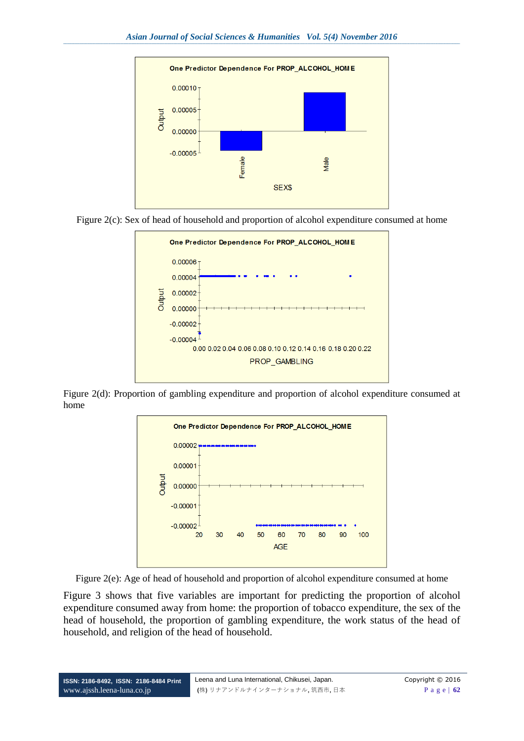One Predictor Dependence For PROP_ALCOHOL_HOME

Output

0.00010
0.00005
0.00000
-0.00005

Female
Male

SEX$

Figure 2(c): Sex of head of household and proportion of alcohol expenditure consumed at home

One Predictor Dependence For PROP_ALCOHOL_HOME

Output

0.00006
0.00004
0.00002
0.00000
-0.00002
-0.00004

0.00 0.02 0.04 0.06 0.08 0.10 0.12 0.14 0.16 0.18 0.20 0.22

PROP_GAMBLING

Figure 2(d): Proportion of gambling expenditure and proportion of alcohol expenditure consumed at home

One Predictor Dependence For PROP_ALCOHOL_HOME

Output

0.00002
0.00001
0.00000
-0.00001
-0.00002

20 30 40 50 60 70 80 90 100

AGE

Figure 2(e): Age of head of household and proportion of alcohol expenditure consumed at home

Figure 3 shows that five variables are important for predicting the proportion of alcohol expenditure consumed away from home: the proportion of tobacco expenditure, the sex of the head of household, the proportion of gambling expenditure, the work status of the head of household, and religion of the head of household.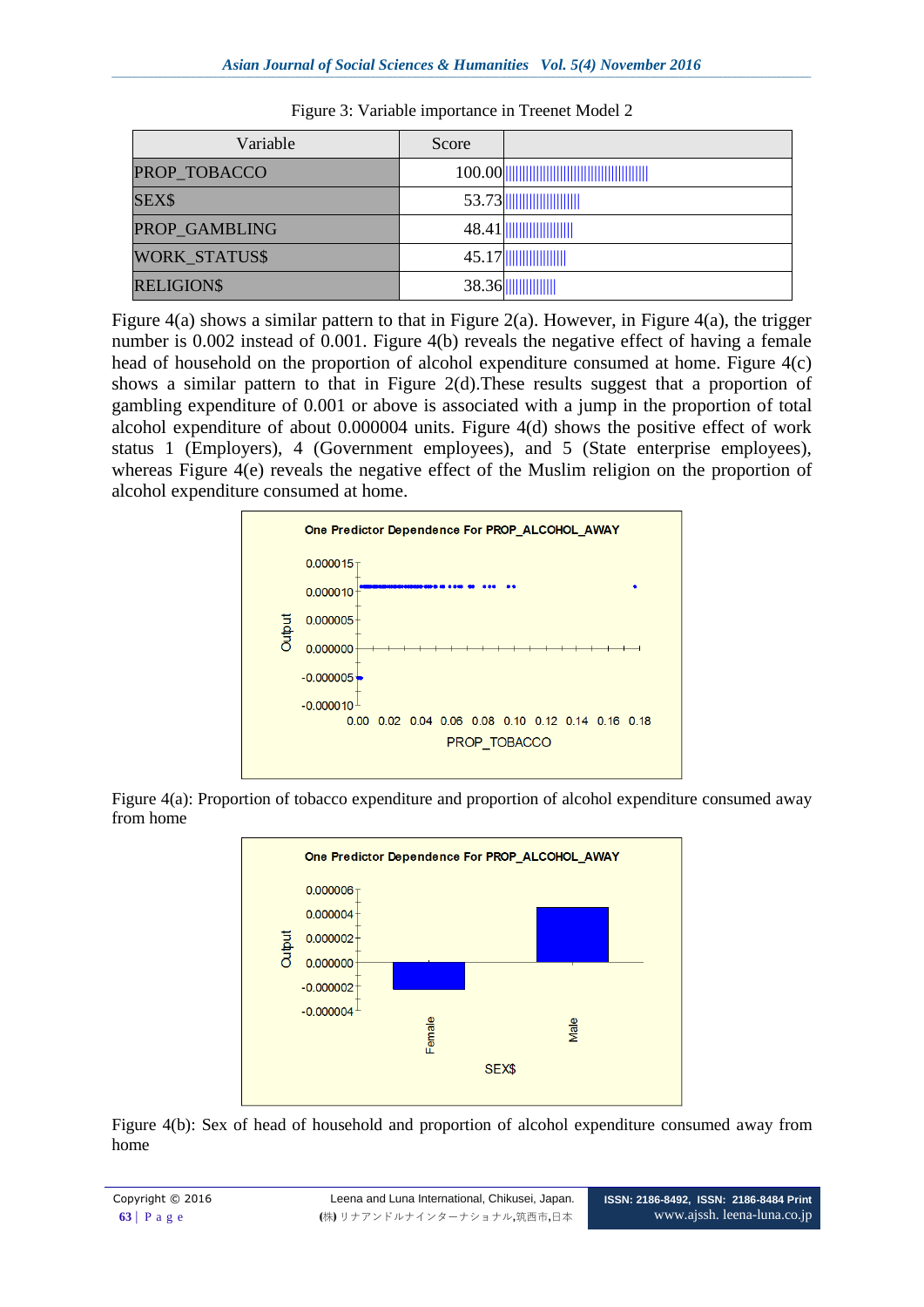Figure 3: Variable importance in Treenet Model 2

| Variable | Score | |
|---|---|---|
| PROP_TOBACCO | 100.00 | ||||||||||||||||||||||||||||||||||||||||| |
| SEX$ | 53.73 | ||||||||||||||||||||| |
| PROP_GAMBLING | 48.41 | ||||||||||||||||||| |
| WORK_STATUS$ | 45.17 | ||||||||||||||||| |
| RELIGION$ | 38.36 | ||||||||||||||| |

Figure 4(a) shows a similar pattern to that in Figure 2(a). However, in Figure 4(a), the trigger number is 0.002 instead of 0.001. Figure 4(b) reveals the negative effect of having a female head of household on the proportion of alcohol expenditure consumed at home. Figure 4(c) shows a similar pattern to that in Figure 2(d).These results suggest that a proportion of gambling expenditure of 0.001 or above is associated with a jump in the proportion of total alcohol expenditure of about 0.000004 units. Figure 4(d) shows the positive effect of work status 1 (Employers), 4 (Government employees), and 5 (State enterprise employees), whereas Figure 4(e) reveals the negative effect of the Muslim religion on the proportion of alcohol expenditure consumed at home.

One Predictor Dependence For PROP_ALCOHOL_AWAY

Output

0.000015
0.000010
0.000005
0.000000
-0.000005
-0.000010

0.00 0.02 0.04 0.06 0.08 0.10 0.12 0.14 0.16 0.18

PROP_TOBACCO

Figure 4(a): Proportion of tobacco expenditure and proportion of alcohol expenditure consumed away from home

One Predictor Dependence For PROP_ALCOHOL_AWAY

Output

0.000006
0.000004
0.000002
0.000000
-0.000002
-0.000004

Female
Male

SEX$

Figure 4(b): Sex of head of household and proportion of alcohol expenditure consumed away from home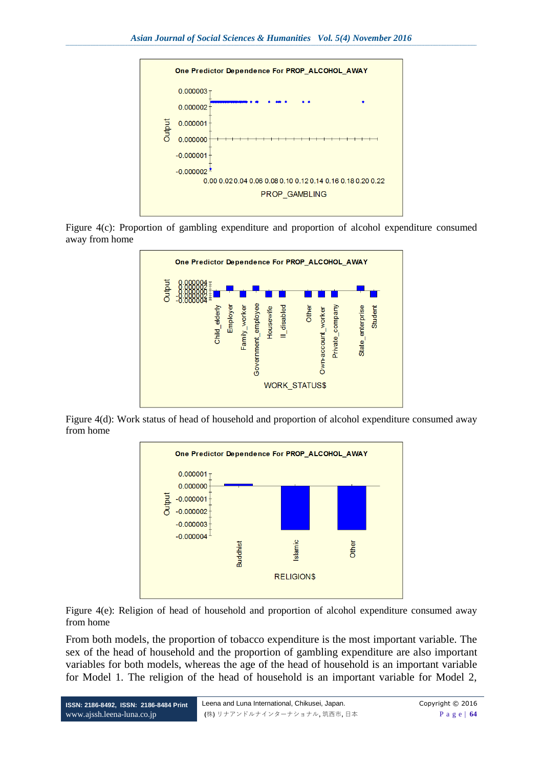One Predictor Dependence For PROP_ALCOHOL_AWAY

Output

0.000003
0.000002
0.000001
0.000000
-0.000001
-0.000002

0.00 0.02 0.04 0.06 0.08 0.10 0.12 0.14 0.16 0.18 0.20 0.22

PROP_GAMBLING

Figure 4(c): Proportion of gambling expenditure and proportion of alcohol expenditure consumed away from home

One Predictor Dependence For PROP_ALCOHOL_AWAY

Output

0.000004
0.000002
0.000000
-0.000002
-0.000004

Child_elderly
Employer
Family_worker
Government_employee
Housewife
Ill_disabled
Other
Own-account_worker
Private_company
State_enterprise
Student

WORK_STATUS$

Figure 4(d): Work status of head of household and proportion of alcohol expenditure consumed away from home

One Predictor Dependence For PROP_ALCOHOL_AWAY

Output

0.000001
0.000000
-0.000001
-0.000002
-0.000003
-0.000004

Buddhist
Islamic
Other

RELIGION$

Figure 4(e): Religion of head of household and proportion of alcohol expenditure consumed away from home

From both models, the proportion of tobacco expenditure is the most important variable. The sex of the head of household and the proportion of gambling expenditure are also important variables for both models, whereas the age of the head of household is an important variable for Model 1. The religion of the head of household is an important variable for Model 2,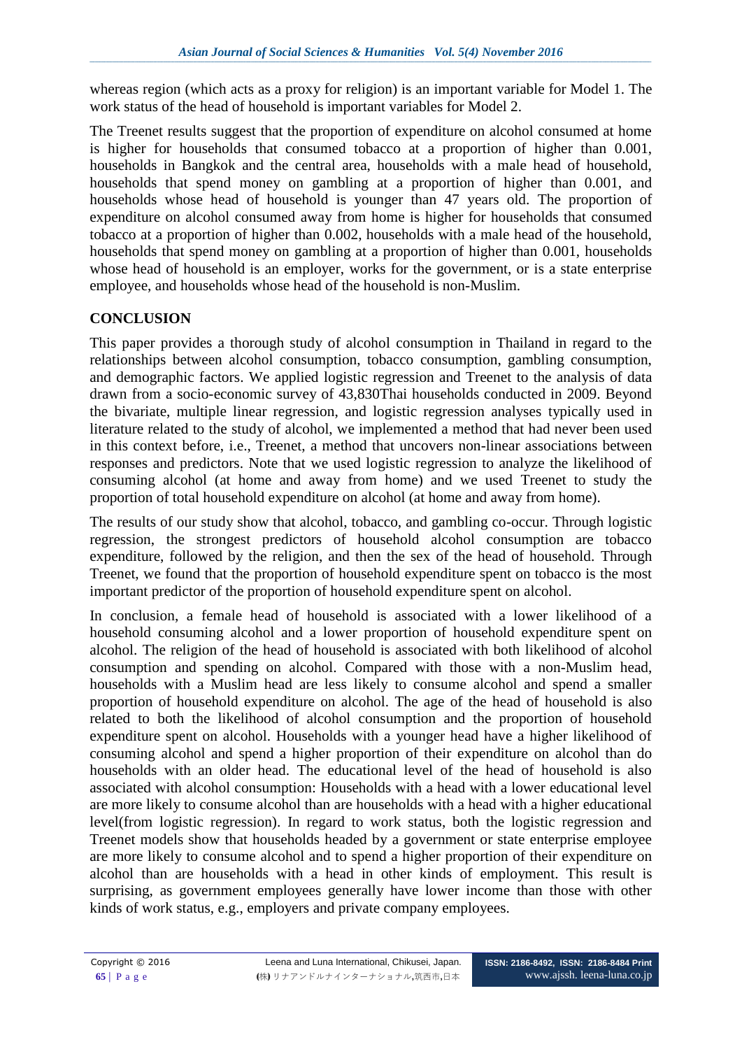whereas region (which acts as a proxy for religion) is an important variable for Model 1. The work status of the head of household is important variables for Model 2.

The Treenet results suggest that the proportion of expenditure on alcohol consumed at home is higher for households that consumed tobacco at a proportion of higher than 0.001, households in Bangkok and the central area, households with a male head of household, households that spend money on gambling at a proportion of higher than 0.001, and households whose head of household is younger than 47 years old. The proportion of expenditure on alcohol consumed away from home is higher for households that consumed tobacco at a proportion of higher than 0.002, households with a male head of the household, households that spend money on gambling at a proportion of higher than 0.001, households whose head of household is an employer, works for the government, or is a state enterprise employee, and households whose head of the household is non-Muslim.

## CONCLUSION

This paper provides a thorough study of alcohol consumption in Thailand in regard to the relationships between alcohol consumption, tobacco consumption, gambling consumption, and demographic factors. We applied logistic regression and Treenet to the analysis of data drawn from a socio-economic survey of 43,830Thai households conducted in 2009. Beyond the bivariate, multiple linear regression, and logistic regression analyses typically used in literature related to the study of alcohol, we implemented a method that had never been used in this context before, i.e., Treenet, a method that uncovers non-linear associations between responses and predictors. Note that we used logistic regression to analyze the likelihood of consuming alcohol (at home and away from home) and we used Treenet to study the proportion of total household expenditure on alcohol (at home and away from home).

The results of our study show that alcohol, tobacco, and gambling co-occur. Through logistic regression, the strongest predictors of household alcohol consumption are tobacco expenditure, followed by the religion, and then the sex of the head of household. Through Treenet, we found that the proportion of household expenditure spent on tobacco is the most important predictor of the proportion of household expenditure spent on alcohol.

In conclusion, a female head of household is associated with a lower likelihood of a household consuming alcohol and a lower proportion of household expenditure spent on alcohol. The religion of the head of household is associated with both likelihood of alcohol consumption and spending on alcohol. Compared with those with a non-Muslim head, households with a Muslim head are less likely to consume alcohol and spend a smaller proportion of household expenditure on alcohol. The age of the head of household is also related to both the likelihood of alcohol consumption and the proportion of household expenditure spent on alcohol. Households with a younger head have a higher likelihood of consuming alcohol and spend a higher proportion of their expenditure on alcohol than do households with an older head. The educational level of the head of household is also associated with alcohol consumption: Households with a head with a lower educational level are more likely to consume alcohol than are households with a head with a higher educational level(from logistic regression). In regard to work status, both the logistic regression and Treenet models show that households headed by a government or state enterprise employee are more likely to consume alcohol and to spend a higher proportion of their expenditure on alcohol than are households with a head in other kinds of employment. This result is surprising, as government employees generally have lower income than those with other kinds of work status, e.g., employers and private company employees.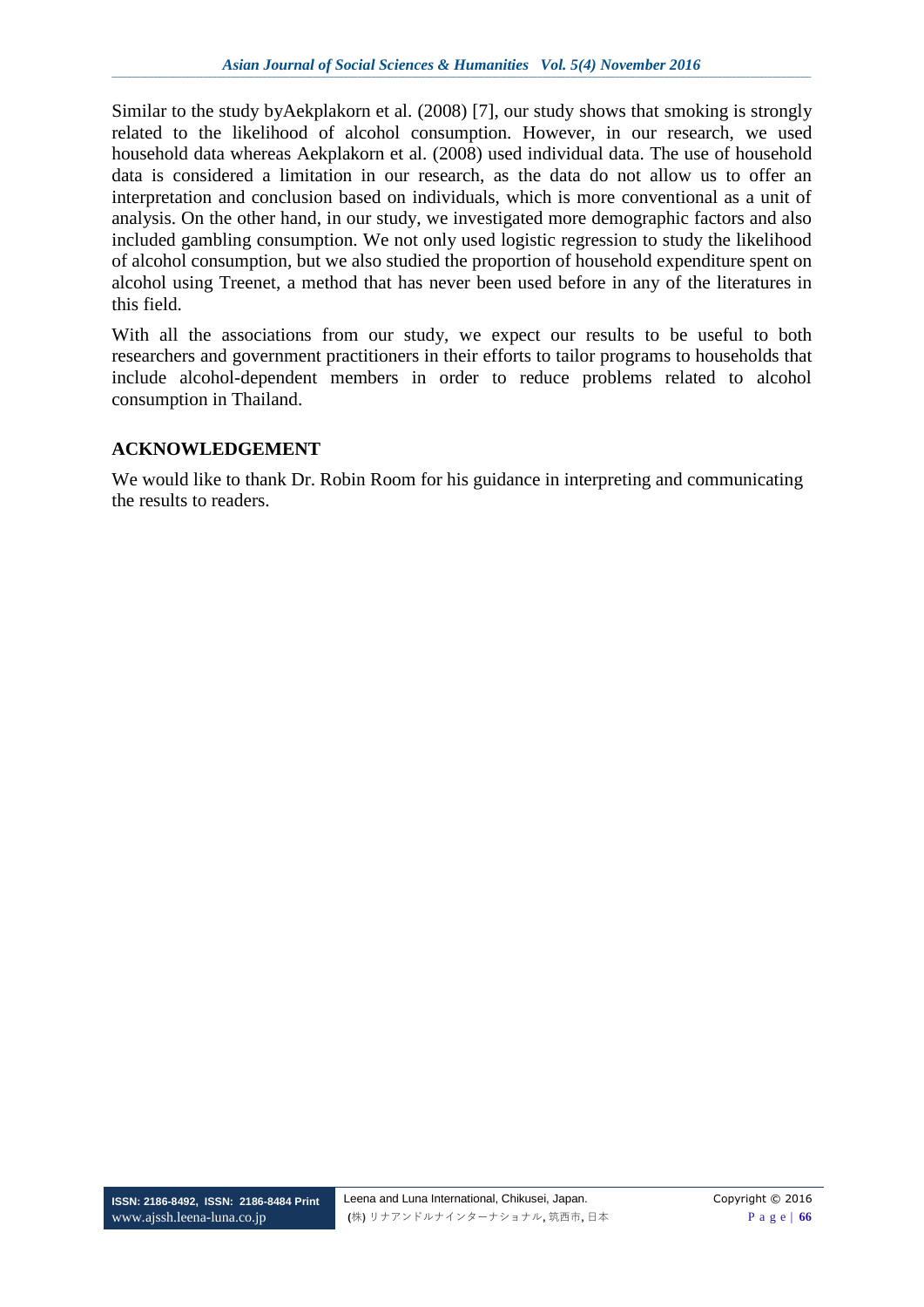Similar to the study byAekplakorn et al. (2008) [7], our study shows that smoking is strongly related to the likelihood of alcohol consumption. However, in our research, we used household data whereas Aekplakorn et al. (2008) used individual data. The use of household data is considered a limitation in our research, as the data do not allow us to offer an interpretation and conclusion based on individuals, which is more conventional as a unit of analysis. On the other hand, in our study, we investigated more demographic factors and also included gambling consumption. We not only used logistic regression to study the likelihood of alcohol consumption, but we also studied the proportion of household expenditure spent on alcohol using Treenet, a method that has never been used before in any of the literatures in this field.

With all the associations from our study, we expect our results to be useful to both researchers and government practitioners in their efforts to tailor programs to households that include alcohol-dependent members in order to reduce problems related to alcohol consumption in Thailand.

## ACKNOWLEDGEMENT

We would like to thank Dr. Robin Room for his guidance in interpreting and communicating the results to readers.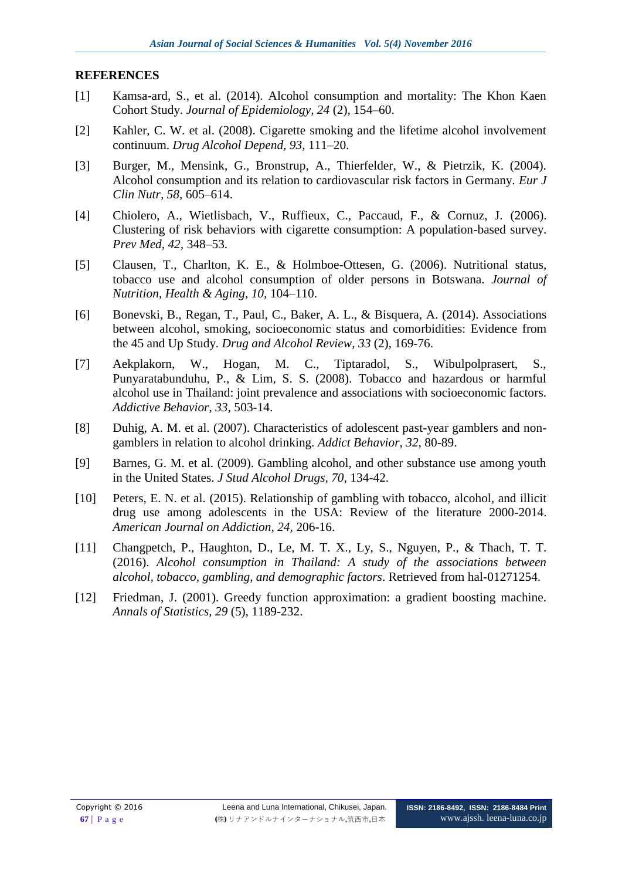## REFERENCES

[1] Kamsa-ard, S., et al. (2014). Alcohol consumption and mortality: The Khon Kaen Cohort Study. *Journal of Epidemiology, 24* (2), 154–60.

[2] Kahler, C. W. et al. (2008). Cigarette smoking and the lifetime alcohol involvement continuum. *Drug Alcohol Depend, 93*, 111–20.

[3] Burger, M., Mensink, G., Bronstrup, A., Thierfelder, W., & Pietrzik, K. (2004). Alcohol consumption and its relation to cardiovascular risk factors in Germany. *Eur J Clin Nutr, 58*, 605–614.

[4] Chiolero, A., Wietlisbach, V., Ruffieux, C., Paccaud, F., & Cornuz, J. (2006). Clustering of risk behaviors with cigarette consumption: A population-based survey. *Prev Med, 42*, 348–53.

[5] Clausen, T., Charlton, K. E., & Holmboe-Ottesen, G. (2006). Nutritional status, tobacco use and alcohol consumption of older persons in Botswana. *Journal of Nutrition, Health & Aging, 10*, 104–110.

[6] Bonevski, B., Regan, T., Paul, C., Baker, A. L., & Bisquera, A. (2014). Associations between alcohol, smoking, socioeconomic status and comorbidities: Evidence from the 45 and Up Study. *Drug and Alcohol Review, 33* (2), 169-76.

[7] Aekplakorn, W., Hogan, M. C., Tiptaradol, S., Wibulpolprasert, S., Punyaratabunduhu, P., & Lim, S. S. (2008). Tobacco and hazardous or harmful alcohol use in Thailand: joint prevalence and associations with socioeconomic factors. *Addictive Behavior, 33*, 503-14.

[8] Duhig, A. M. et al. (2007). Characteristics of adolescent past-year gamblers and non-gamblers in relation to alcohol drinking. *Addict Behavior, 32*, 80-89.

[9] Barnes, G. M. et al. (2009). Gambling alcohol, and other substance use among youth in the United States. *J Stud Alcohol Drugs, 70*, 134-42.

[10] Peters, E. N. et al. (2015). Relationship of gambling with tobacco, alcohol, and illicit drug use among adolescents in the USA: Review of the literature 2000-2014. *American Journal on Addiction, 24*, 206-16.

[11] Changpetch, P., Haughton, D., Le, M. T. X., Ly, S., Nguyen, P., & Thach, T. T. (2016). *Alcohol consumption in Thailand: A study of the associations between alcohol, tobacco, gambling, and demographic factors*. Retrieved from hal-01271254.

[12] Friedman, J. (2001). Greedy function approximation: a gradient boosting machine. *Annals of Statistics, 29* (5), 1189-232.